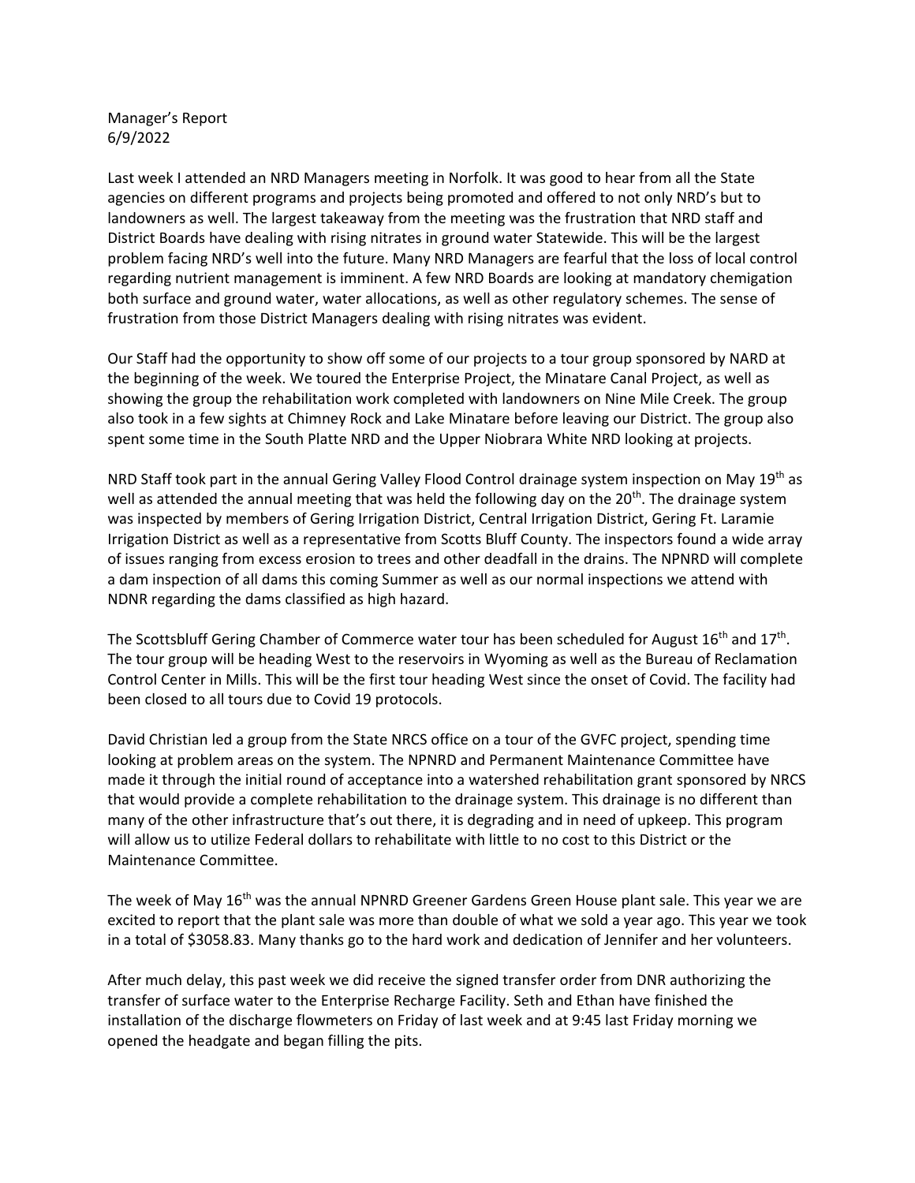Manager's Report
6/9/2022

Last week I attended an NRD Managers meeting in Norfolk. It was good to hear from all the State agencies on different programs and projects being promoted and offered to not only NRD's but to landowners as well. The largest takeaway from the meeting was the frustration that NRD staff and District Boards have dealing with rising nitrates in ground water Statewide. This will be the largest problem facing NRD's well into the future. Many NRD Managers are fearful that the loss of local control regarding nutrient management is imminent. A few NRD Boards are looking at mandatory chemigation both surface and ground water, water allocations, as well as other regulatory schemes. The sense of frustration from those District Managers dealing with rising nitrates was evident.

Our Staff had the opportunity to show off some of our projects to a tour group sponsored by NARD at the beginning of the week. We toured the Enterprise Project, the Minatare Canal Project, as well as showing the group the rehabilitation work completed with landowners on Nine Mile Creek. The group also took in a few sights at Chimney Rock and Lake Minatare before leaving our District. The group also spent some time in the South Platte NRD and the Upper Niobrara White NRD looking at projects.

NRD Staff took part in the annual Gering Valley Flood Control drainage system inspection on May 19th as well as attended the annual meeting that was held the following day on the 20th. The drainage system was inspected by members of Gering Irrigation District, Central Irrigation District, Gering Ft. Laramie Irrigation District as well as a representative from Scotts Bluff County. The inspectors found a wide array of issues ranging from excess erosion to trees and other deadfall in the drains. The NPNRD will complete a dam inspection of all dams this coming Summer as well as our normal inspections we attend with NDNR regarding the dams classified as high hazard.

The Scottsbluff Gering Chamber of Commerce water tour has been scheduled for August 16th and 17th. The tour group will be heading West to the reservoirs in Wyoming as well as the Bureau of Reclamation Control Center in Mills. This will be the first tour heading West since the onset of Covid. The facility had been closed to all tours due to Covid 19 protocols.

David Christian led a group from the State NRCS office on a tour of the GVFC project, spending time looking at problem areas on the system. The NPNRD and Permanent Maintenance Committee have made it through the initial round of acceptance into a watershed rehabilitation grant sponsored by NRCS that would provide a complete rehabilitation to the drainage system. This drainage is no different than many of the other infrastructure that's out there, it is degrading and in need of upkeep. This program will allow us to utilize Federal dollars to rehabilitate with little to no cost to this District or the Maintenance Committee.

The week of May 16th was the annual NPNRD Greener Gardens Green House plant sale. This year we are excited to report that the plant sale was more than double of what we sold a year ago. This year we took in a total of $3058.83. Many thanks go to the hard work and dedication of Jennifer and her volunteers.

After much delay, this past week we did receive the signed transfer order from DNR authorizing the transfer of surface water to the Enterprise Recharge Facility. Seth and Ethan have finished the installation of the discharge flowmeters on Friday of last week and at 9:45 last Friday morning we opened the headgate and began filling the pits.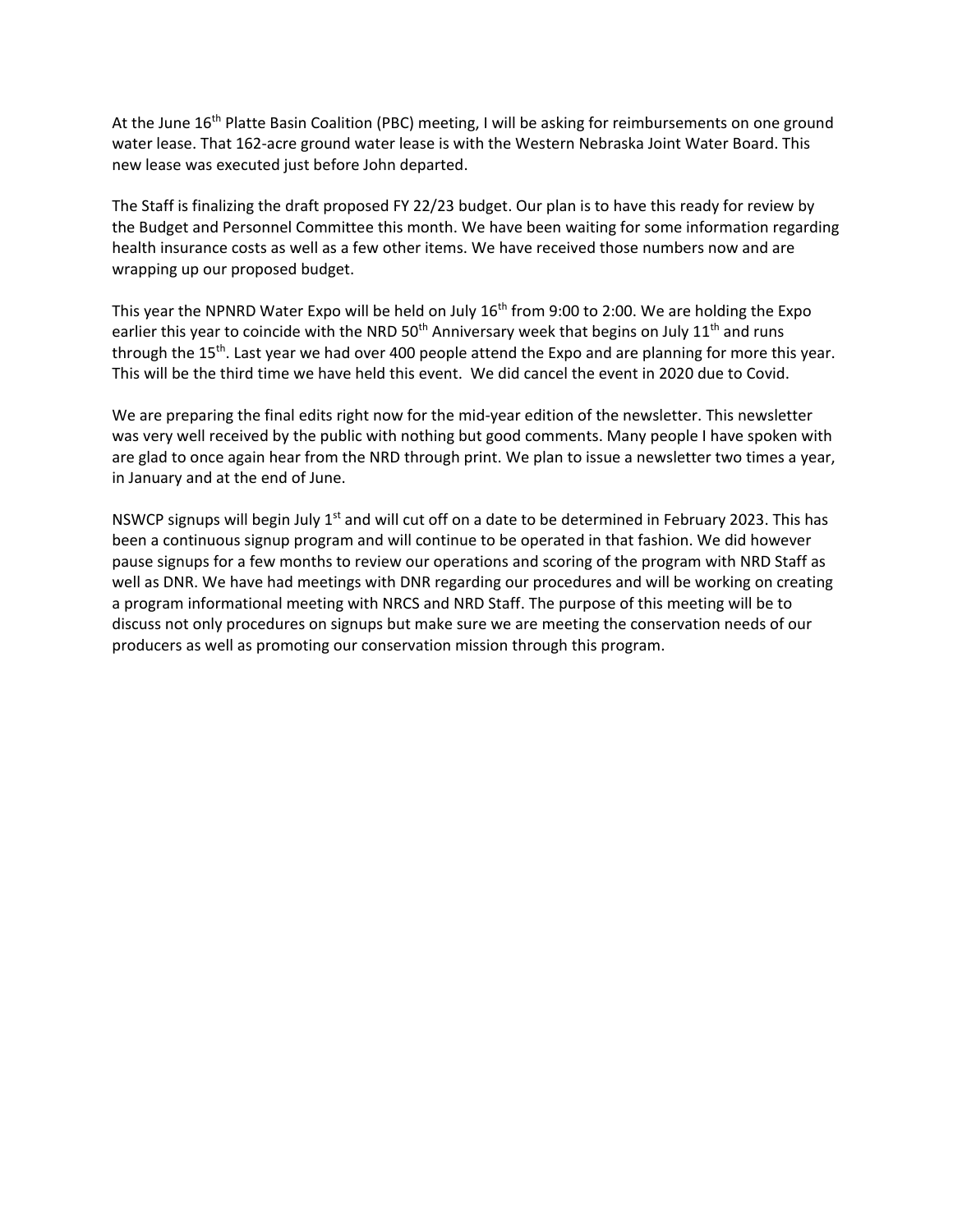At the June 16th Platte Basin Coalition (PBC) meeting, I will be asking for reimbursements on one ground water lease. That 162-acre ground water lease is with the Western Nebraska Joint Water Board. This new lease was executed just before John departed.

The Staff is finalizing the draft proposed FY 22/23 budget. Our plan is to have this ready for review by the Budget and Personnel Committee this month. We have been waiting for some information regarding health insurance costs as well as a few other items. We have received those numbers now and are wrapping up our proposed budget.

This year the NPNRD Water Expo will be held on July 16th from 9:00 to 2:00. We are holding the Expo earlier this year to coincide with the NRD 50th Anniversary week that begins on July 11th and runs through the 15th. Last year we had over 400 people attend the Expo and are planning for more this year. This will be the third time we have held this event. We did cancel the event in 2020 due to Covid.

We are preparing the final edits right now for the mid-year edition of the newsletter. This newsletter was very well received by the public with nothing but good comments. Many people I have spoken with are glad to once again hear from the NRD through print. We plan to issue a newsletter two times a year, in January and at the end of June.

NSWCP signups will begin July 1st and will cut off on a date to be determined in February 2023. This has been a continuous signup program and will continue to be operated in that fashion. We did however pause signups for a few months to review our operations and scoring of the program with NRD Staff as well as DNR. We have had meetings with DNR regarding our procedures and will be working on creating a program informational meeting with NRCS and NRD Staff. The purpose of this meeting will be to discuss not only procedures on signups but make sure we are meeting the conservation needs of our producers as well as promoting our conservation mission through this program.